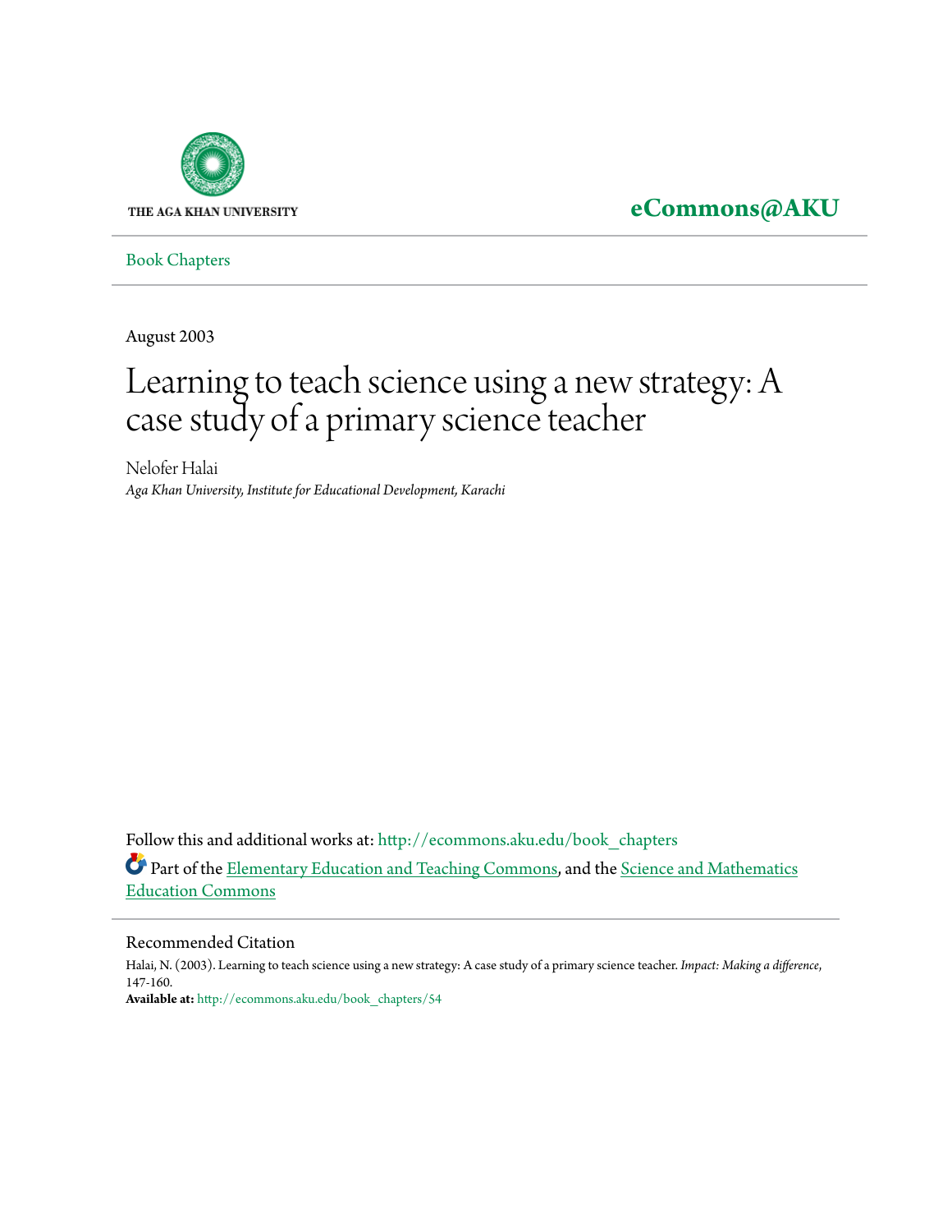THE AGA KHAN UNIVERSITY

**eCommons@AKU**

Book Chapters

August 2003

# Learning to teach science using a new strategy: A case study of a primary science teacher

Nelofer Halai

*Aga Khan University, Institute for Educational Development, Karachi*

Follow this and additional works at: http://ecommons.aku.edu/book_chapters

Part of the Elementary Education and Teaching Commons, and the Science and Mathematics Education Commons

## Recommended Citation

Halai, N. (2003). Learning to teach science using a new strategy: A case study of a primary science teacher. *Impact: Making a difference*, 147-160.

**Available at:** http://ecommons.aku.edu/book_chapters/54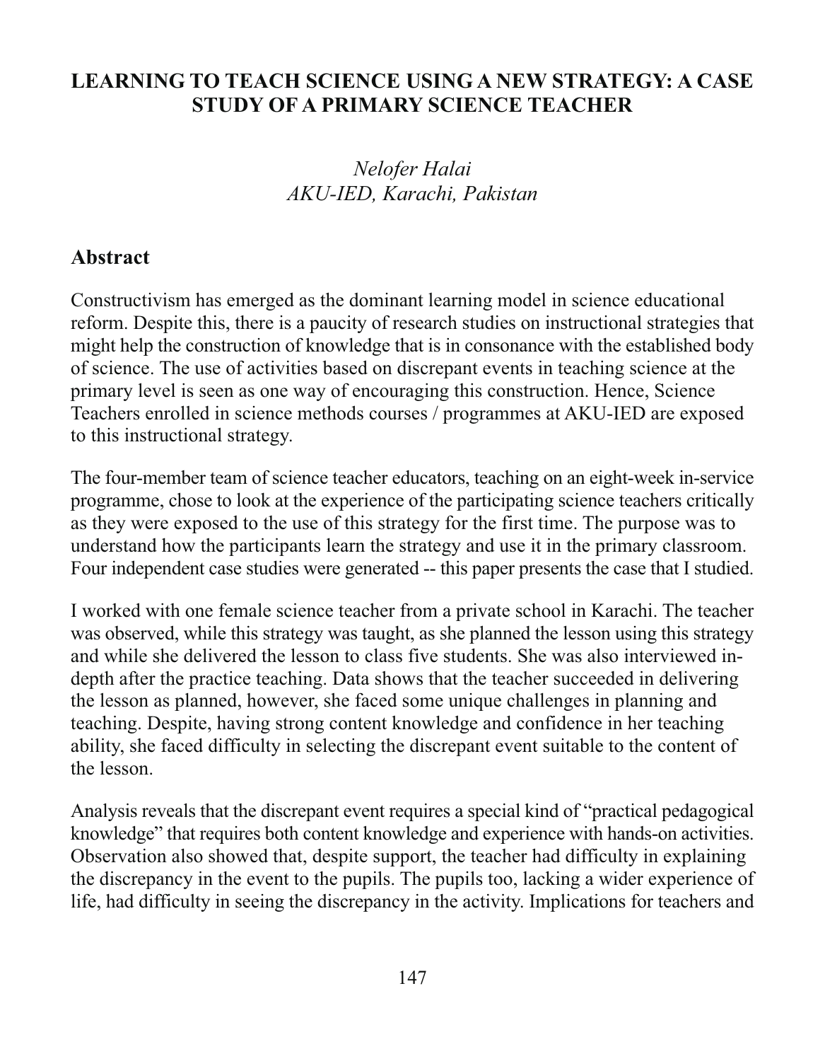# LEARNING TO TEACH SCIENCE USING A NEW STRATEGY: A CASE STUDY OF A PRIMARY SCIENCE TEACHER

*Nelofer Halai*
*AKU-IED, Karachi, Pakistan*

## Abstract

Constructivism has emerged as the dominant learning model in science educational reform. Despite this, there is a paucity of research studies on instructional strategies that might help the construction of knowledge that is in consonance with the established body of science. The use of activities based on discrepant events in teaching science at the primary level is seen as one way of encouraging this construction. Hence, Science Teachers enrolled in science methods courses / programmes at AKU-IED are exposed to this instructional strategy.

The four-member team of science teacher educators, teaching on an eight-week in-service programme, chose to look at the experience of the participating science teachers critically as they were exposed to the use of this strategy for the first time. The purpose was to understand how the participants learn the strategy and use it in the primary classroom. Four independent case studies were generated -- this paper presents the case that I studied.

I worked with one female science teacher from a private school in Karachi. The teacher was observed, while this strategy was taught, as she planned the lesson using this strategy and while she delivered the lesson to class five students. She was also interviewed in-depth after the practice teaching. Data shows that the teacher succeeded in delivering the lesson as planned, however, she faced some unique challenges in planning and teaching. Despite, having strong content knowledge and confidence in her teaching ability, she faced difficulty in selecting the discrepant event suitable to the content of the lesson.

Analysis reveals that the discrepant event requires a special kind of "practical pedagogical knowledge" that requires both content knowledge and experience with hands-on activities. Observation also showed that, despite support, the teacher had difficulty in explaining the discrepancy in the event to the pupils. The pupils too, lacking a wider experience of life, had difficulty in seeing the discrepancy in the activity. Implications for teachers and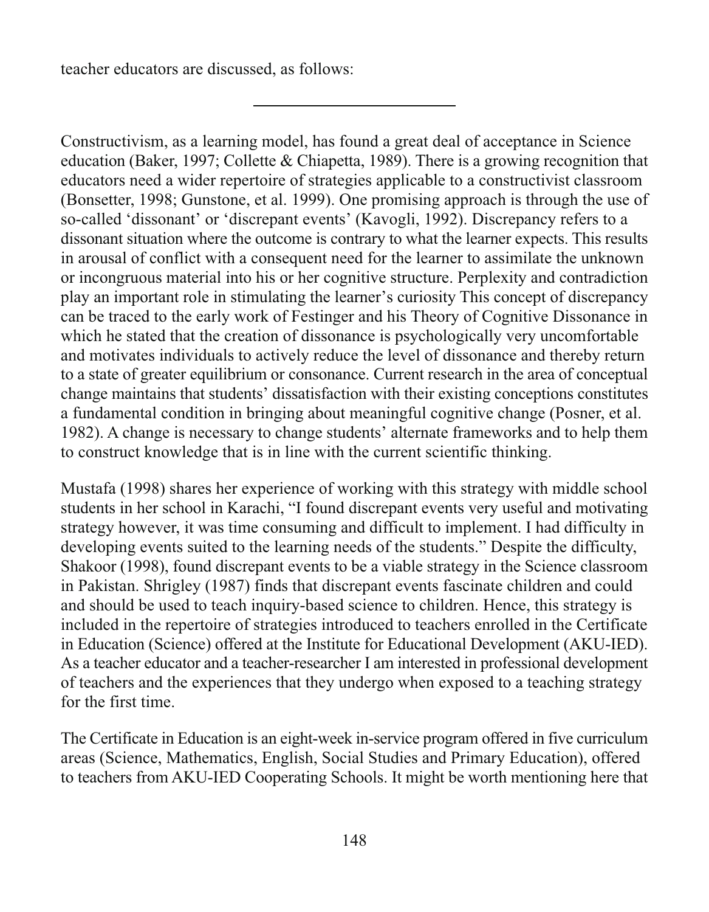teacher educators are discussed, as follows:

---

Constructivism, as a learning model, has found a great deal of acceptance in Science education (Baker, 1997; Collette & Chiapetta, 1989). There is a growing recognition that educators need a wider repertoire of strategies applicable to a constructivist classroom (Bonsetter, 1998; Gunstone, et al. 1999). One promising approach is through the use of so-called 'dissonant' or 'discrepant events' (Kavogli, 1992). Discrepancy refers to a dissonant situation where the outcome is contrary to what the learner expects. This results in arousal of conflict with a consequent need for the learner to assimilate the unknown or incongruous material into his or her cognitive structure. Perplexity and contradiction play an important role in stimulating the learner's curiosity This concept of discrepancy can be traced to the early work of Festinger and his Theory of Cognitive Dissonance in which he stated that the creation of dissonance is psychologically very uncomfortable and motivates individuals to actively reduce the level of dissonance and thereby return to a state of greater equilibrium or consonance. Current research in the area of conceptual change maintains that students' dissatisfaction with their existing conceptions constitutes a fundamental condition in bringing about meaningful cognitive change (Posner, et al. 1982). A change is necessary to change students' alternate frameworks and to help them to construct knowledge that is in line with the current scientific thinking.

Mustafa (1998) shares her experience of working with this strategy with middle school students in her school in Karachi, "I found discrepant events very useful and motivating strategy however, it was time consuming and difficult to implement. I had difficulty in developing events suited to the learning needs of the students." Despite the difficulty, Shakoor (1998), found discrepant events to be a viable strategy in the Science classroom in Pakistan. Shrigley (1987) finds that discrepant events fascinate children and could and should be used to teach inquiry-based science to children. Hence, this strategy is included in the repertoire of strategies introduced to teachers enrolled in the Certificate in Education (Science) offered at the Institute for Educational Development (AKU-IED). As a teacher educator and a teacher-researcher I am interested in professional development of teachers and the experiences that they undergo when exposed to a teaching strategy for the first time.

The Certificate in Education is an eight-week in-service program offered in five curriculum areas (Science, Mathematics, English, Social Studies and Primary Education), offered to teachers from AKU-IED Cooperating Schools. It might be worth mentioning here that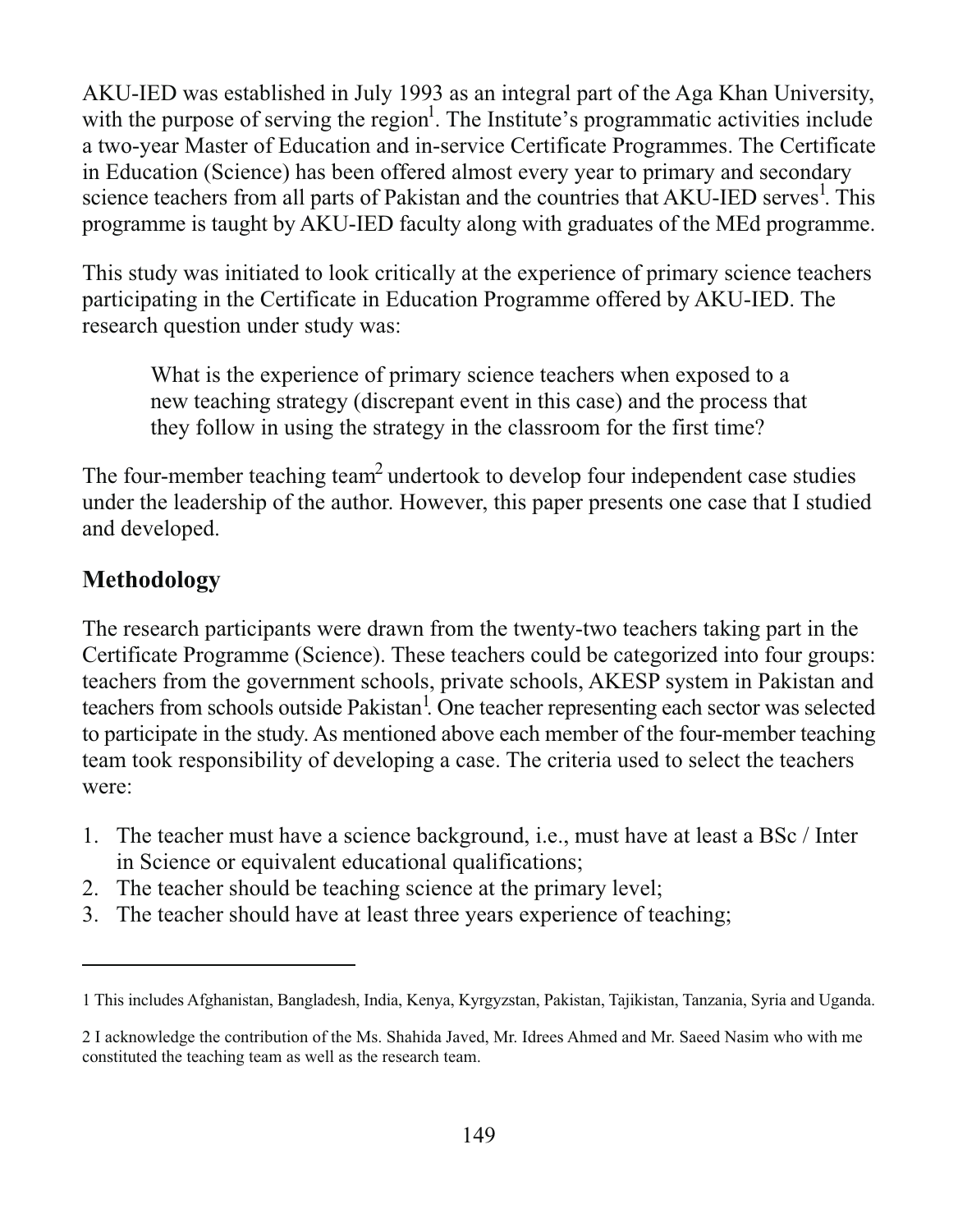AKU-IED was established in July 1993 as an integral part of the Aga Khan University, with the purpose of serving the region[1]. The Institute's programmatic activities include a two-year Master of Education and in-service Certificate Programmes. The Certificate in Education (Science) has been offered almost every year to primary and secondary science teachers from all parts of Pakistan and the countries that AKU-IED serves[1]. This programme is taught by AKU-IED faculty along with graduates of the MEd programme.

This study was initiated to look critically at the experience of primary science teachers participating in the Certificate in Education Programme offered by AKU-IED. The research question under study was:

> What is the experience of primary science teachers when exposed to a new teaching strategy (discrepant event in this case) and the process that they follow in using the strategy in the classroom for the first time?

The four-member teaching team[2] undertook to develop four independent case studies under the leadership of the author. However, this paper presents one case that I studied and developed.

## Methodology

The research participants were drawn from the twenty-two teachers taking part in the Certificate Programme (Science). These teachers could be categorized into four groups: teachers from the government schools, private schools, AKESP system in Pakistan and teachers from schools outside Pakistan[1]. One teacher representing each sector was selected to participate in the study. As mentioned above each member of the four-member teaching team took responsibility of developing a case. The criteria used to select the teachers were:

1. The teacher must have a science background, i.e., must have at least a BSc / Inter in Science or equivalent educational qualifications;
2. The teacher should be teaching science at the primary level;
3. The teacher should have at least three years experience of teaching;

---

1 This includes Afghanistan, Bangladesh, India, Kenya, Kyrgyzstan, Pakistan, Tajikistan, Tanzania, Syria and Uganda.

2 I acknowledge the contribution of the Ms. Shahida Javed, Mr. Idrees Ahmed and Mr. Saeed Nasim who with me constituted the teaching team as well as the research team.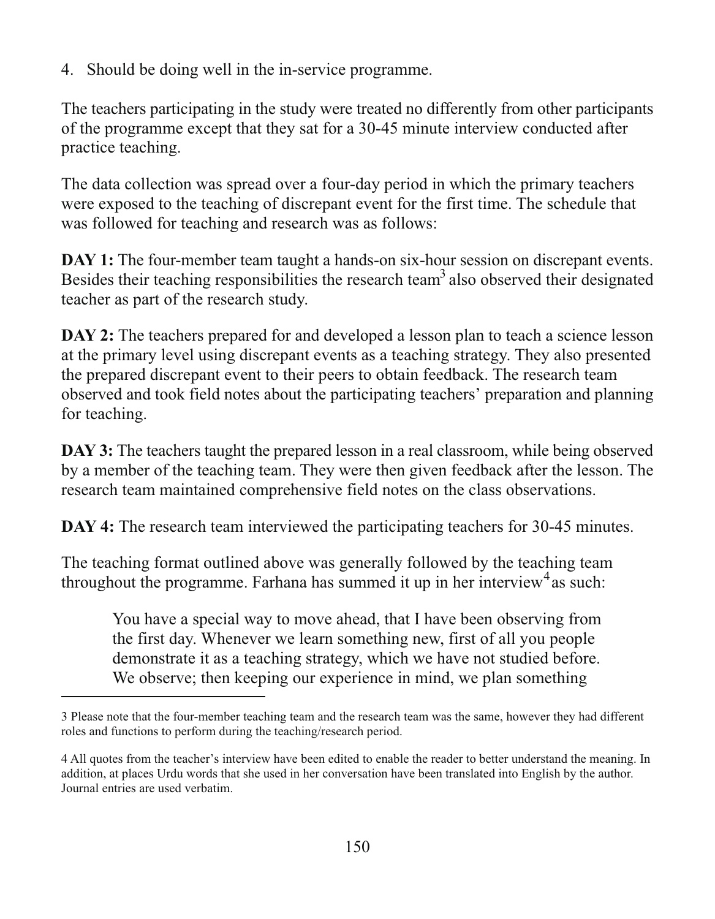4. Should be doing well in the in-service programme.

The teachers participating in the study were treated no differently from other participants of the programme except that they sat for a 30-45 minute interview conducted after practice teaching.

The data collection was spread over a four-day period in which the primary teachers were exposed to the teaching of discrepant event for the first time. The schedule that was followed for teaching and research was as follows:

**DAY 1:** The four-member team taught a hands-on six-hour session on discrepant events. Besides their teaching responsibilities the research team[3] also observed their designated teacher as part of the research study.

**DAY 2:** The teachers prepared for and developed a lesson plan to teach a science lesson at the primary level using discrepant events as a teaching strategy. They also presented the prepared discrepant event to their peers to obtain feedback. The research team observed and took field notes about the participating teachers' preparation and planning for teaching.

**DAY 3:** The teachers taught the prepared lesson in a real classroom, while being observed by a member of the teaching team. They were then given feedback after the lesson. The research team maintained comprehensive field notes on the class observations.

**DAY 4:** The research team interviewed the participating teachers for 30-45 minutes.

The teaching format outlined above was generally followed by the teaching team throughout the programme. Farhana has summed it up in her interview[4] as such:

> You have a special way to move ahead, that I have been observing from the first day. Whenever we learn something new, first of all you people demonstrate it as a teaching strategy, which we have not studied before. We observe; then keeping our experience in mind, we plan something

---

3 Please note that the four-member teaching team and the research team was the same, however they had different roles and functions to perform during the teaching/research period.

4 All quotes from the teacher's interview have been edited to enable the reader to better understand the meaning. In addition, at places Urdu words that she used in her conversation have been translated into English by the author. Journal entries are used verbatim.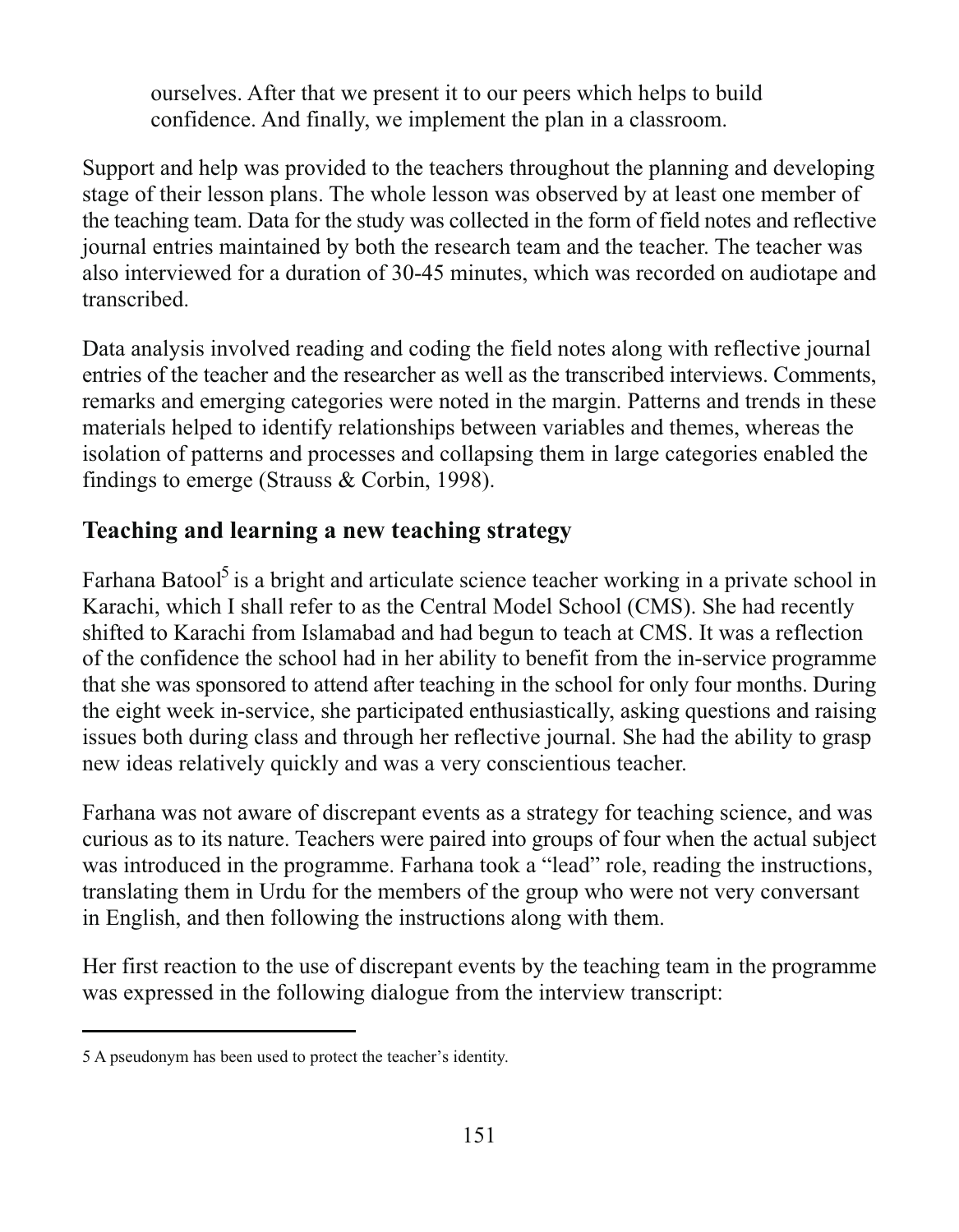ourselves. After that we present it to our peers which helps to build confidence. And finally, we implement the plan in a classroom.

Support and help was provided to the teachers throughout the planning and developing stage of their lesson plans. The whole lesson was observed by at least one member of the teaching team. Data for the study was collected in the form of field notes and reflective journal entries maintained by both the research team and the teacher. The teacher was also interviewed for a duration of 30-45 minutes, which was recorded on audiotape and transcribed.

Data analysis involved reading and coding the field notes along with reflective journal entries of the teacher and the researcher as well as the transcribed interviews. Comments, remarks and emerging categories were noted in the margin. Patterns and trends in these materials helped to identify relationships between variables and themes, whereas the isolation of patterns and processes and collapsing them in large categories enabled the findings to emerge (Strauss & Corbin, 1998).

## Teaching and learning a new teaching strategy

Farhana Batool[5] is a bright and articulate science teacher working in a private school in Karachi, which I shall refer to as the Central Model School (CMS). She had recently shifted to Karachi from Islamabad and had begun to teach at CMS. It was a reflection of the confidence the school had in her ability to benefit from the in-service programme that she was sponsored to attend after teaching in the school for only four months. During the eight week in-service, she participated enthusiastically, asking questions and raising issues both during class and through her reflective journal. She had the ability to grasp new ideas relatively quickly and was a very conscientious teacher.

Farhana was not aware of discrepant events as a strategy for teaching science, and was curious as to its nature. Teachers were paired into groups of four when the actual subject was introduced in the programme. Farhana took a "lead" role, reading the instructions, translating them in Urdu for the members of the group who were not very conversant in English, and then following the instructions along with them.

Her first reaction to the use of discrepant events by the teaching team in the programme was expressed in the following dialogue from the interview transcript:

---

5 A pseudonym has been used to protect the teacher's identity.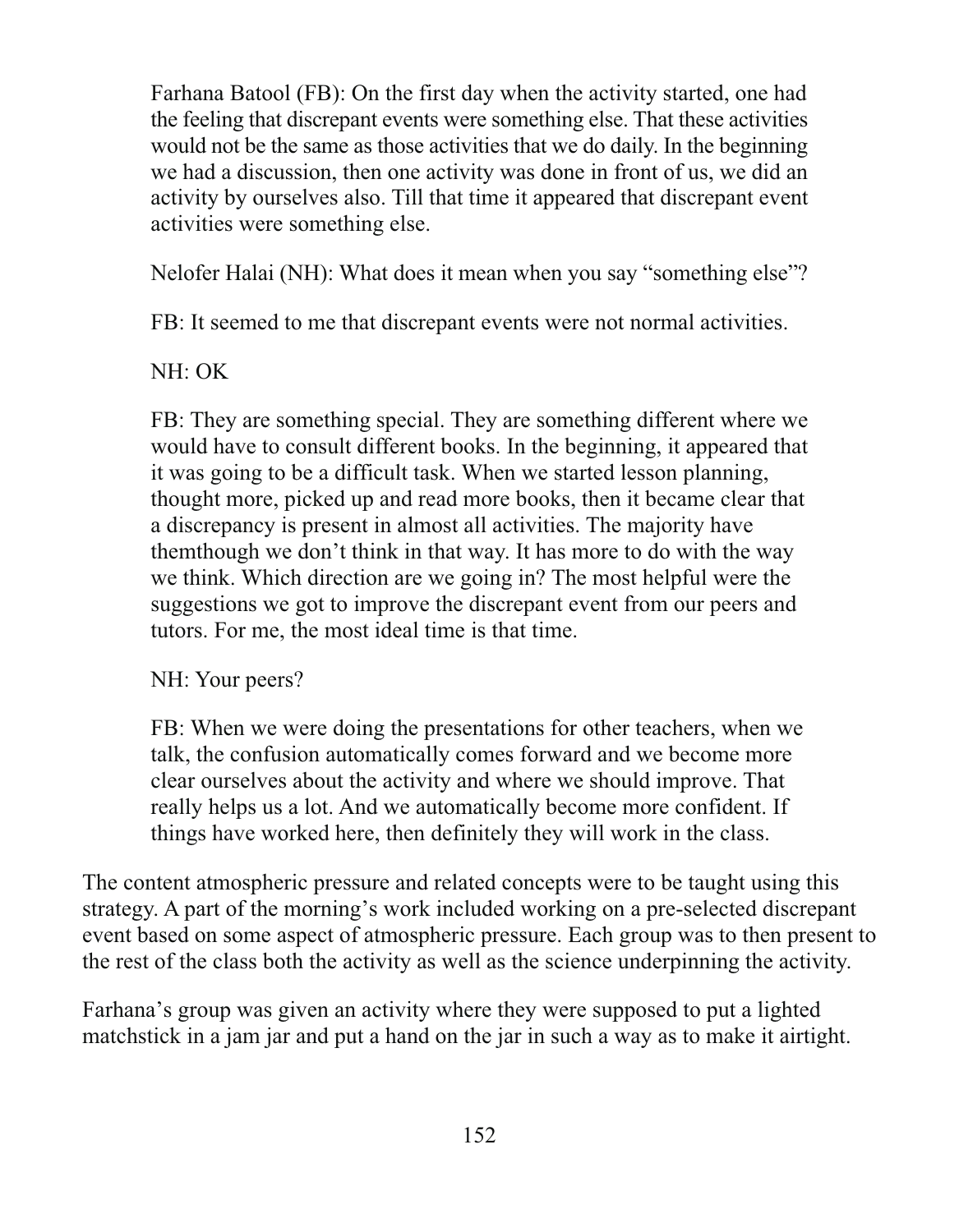Farhana Batool (FB): On the first day when the activity started, one had the feeling that discrepant events were something else. That these activities would not be the same as those activities that we do daily. In the beginning we had a discussion, then one activity was done in front of us, we did an activity by ourselves also. Till that time it appeared that discrepant event activities were something else.

Nelofer Halai (NH): What does it mean when you say "something else"?

FB: It seemed to me that discrepant events were not normal activities.

NH: OK

FB: They are something special. They are something different where we would have to consult different books. In the beginning, it appeared that it was going to be a difficult task. When we started lesson planning, thought more, picked up and read more books, then it became clear that a discrepancy is present in almost all activities. The majority have themthough we don't think in that way. It has more to do with the way we think. Which direction are we going in? The most helpful were the suggestions we got to improve the discrepant event from our peers and tutors. For me, the most ideal time is that time.

NH: Your peers?

FB: When we were doing the presentations for other teachers, when we talk, the confusion automatically comes forward and we become more clear ourselves about the activity and where we should improve. That really helps us a lot. And we automatically become more confident. If things have worked here, then definitely they will work in the class.

The content atmospheric pressure and related concepts were to be taught using this strategy. A part of the morning's work included working on a pre-selected discrepant event based on some aspect of atmospheric pressure. Each group was to then present to the rest of the class both the activity as well as the science underpinning the activity.

Farhana's group was given an activity where they were supposed to put a lighted matchstick in a jam jar and put a hand on the jar in such a way as to make it airtight.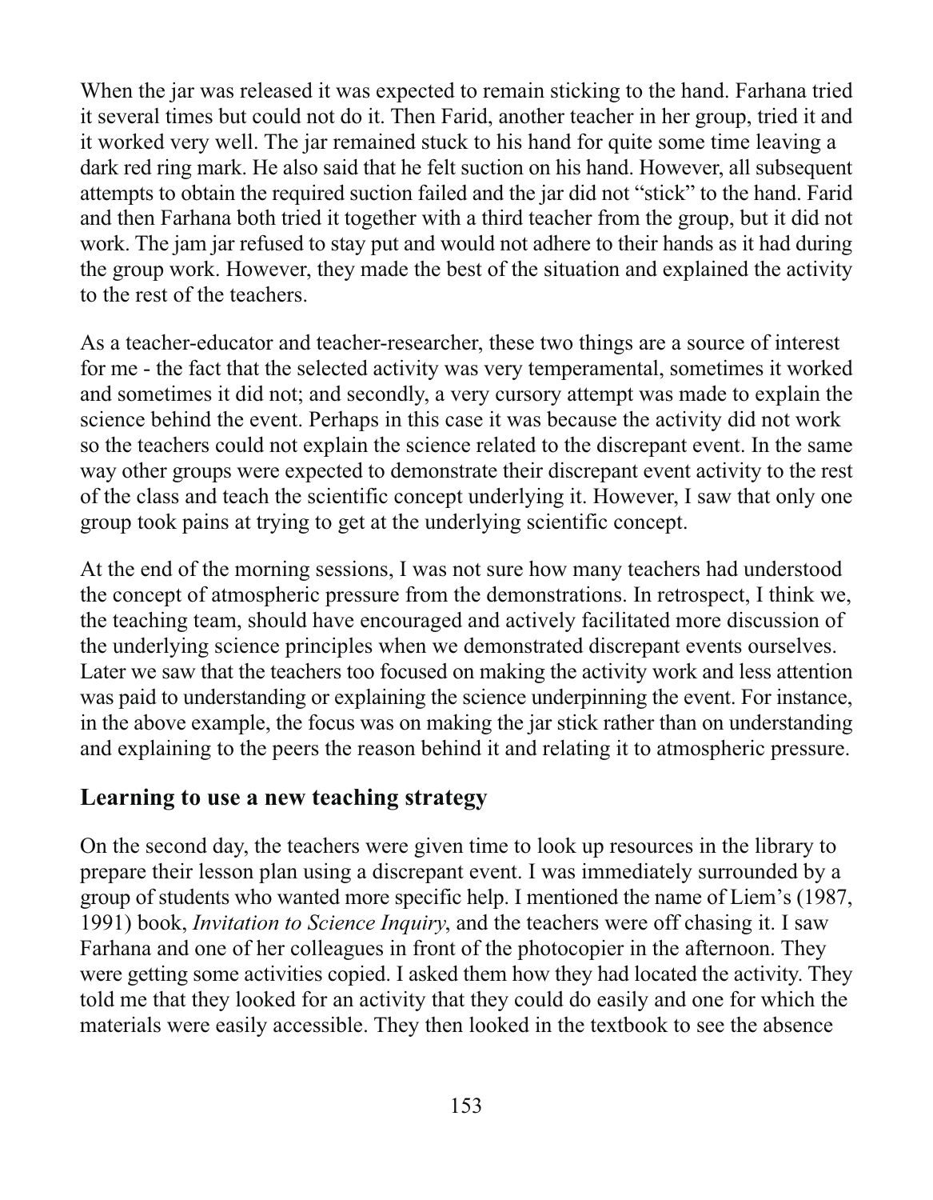When the jar was released it was expected to remain sticking to the hand. Farhana tried it several times but could not do it. Then Farid, another teacher in her group, tried it and it worked very well. The jar remained stuck to his hand for quite some time leaving a dark red ring mark. He also said that he felt suction on his hand. However, all subsequent attempts to obtain the required suction failed and the jar did not "stick" to the hand. Farid and then Farhana both tried it together with a third teacher from the group, but it did not work. The jam jar refused to stay put and would not adhere to their hands as it had during the group work. However, they made the best of the situation and explained the activity to the rest of the teachers.

As a teacher-educator and teacher-researcher, these two things are a source of interest for me - the fact that the selected activity was very temperamental, sometimes it worked and sometimes it did not; and secondly, a very cursory attempt was made to explain the science behind the event. Perhaps in this case it was because the activity did not work so the teachers could not explain the science related to the discrepant event. In the same way other groups were expected to demonstrate their discrepant event activity to the rest of the class and teach the scientific concept underlying it. However, I saw that only one group took pains at trying to get at the underlying scientific concept.

At the end of the morning sessions, I was not sure how many teachers had understood the concept of atmospheric pressure from the demonstrations. In retrospect, I think we, the teaching team, should have encouraged and actively facilitated more discussion of the underlying science principles when we demonstrated discrepant events ourselves. Later we saw that the teachers too focused on making the activity work and less attention was paid to understanding or explaining the science underpinning the event. For instance, in the above example, the focus was on making the jar stick rather than on understanding and explaining to the peers the reason behind it and relating it to atmospheric pressure.

## Learning to use a new teaching strategy

On the second day, the teachers were given time to look up resources in the library to prepare their lesson plan using a discrepant event. I was immediately surrounded by a group of students who wanted more specific help. I mentioned the name of Liem's (1987, 1991) book, *Invitation to Science Inquiry*, and the teachers were off chasing it. I saw Farhana and one of her colleagues in front of the photocopier in the afternoon. They were getting some activities copied. I asked them how they had located the activity. They told me that they looked for an activity that they could do easily and one for which the materials were easily accessible. They then looked in the textbook to see the absence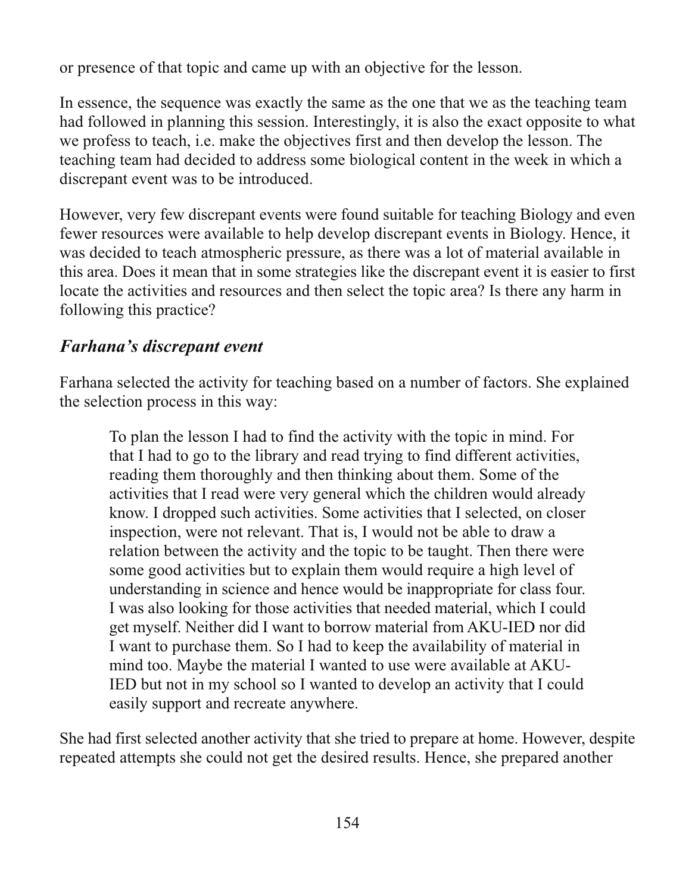or presence of that topic and came up with an objective for the lesson.

In essence, the sequence was exactly the same as the one that we as the teaching team had followed in planning this session. Interestingly, it is also the exact opposite to what we profess to teach, i.e. make the objectives first and then develop the lesson. The teaching team had decided to address some biological content in the week in which a discrepant event was to be introduced.

However, very few discrepant events were found suitable for teaching Biology and even fewer resources were available to help develop discrepant events in Biology. Hence, it was decided to teach atmospheric pressure, as there was a lot of material available in this area. Does it mean that in some strategies like the discrepant event it is easier to first locate the activities and resources and then select the topic area? Is there any harm in following this practice?

### *Farhana's discrepant event*

Farhana selected the activity for teaching based on a number of factors. She explained the selection process in this way:

> To plan the lesson I had to find the activity with the topic in mind. For that I had to go to the library and read trying to find different activities, reading them thoroughly and then thinking about them. Some of the activities that I read were very general which the children would already know. I dropped such activities. Some activities that I selected, on closer inspection, were not relevant. That is, I would not be able to draw a relation between the activity and the topic to be taught. Then there were some good activities but to explain them would require a high level of understanding in science and hence would be inappropriate for class four. I was also looking for those activities that needed material, which I could get myself. Neither did I want to borrow material from AKU-IED nor did I want to purchase them. So I had to keep the availability of material in mind too. Maybe the material I wanted to use were available at AKU-IED but not in my school so I wanted to develop an activity that I could easily support and recreate anywhere.

She had first selected another activity that she tried to prepare at home. However, despite repeated attempts she could not get the desired results. Hence, she prepared another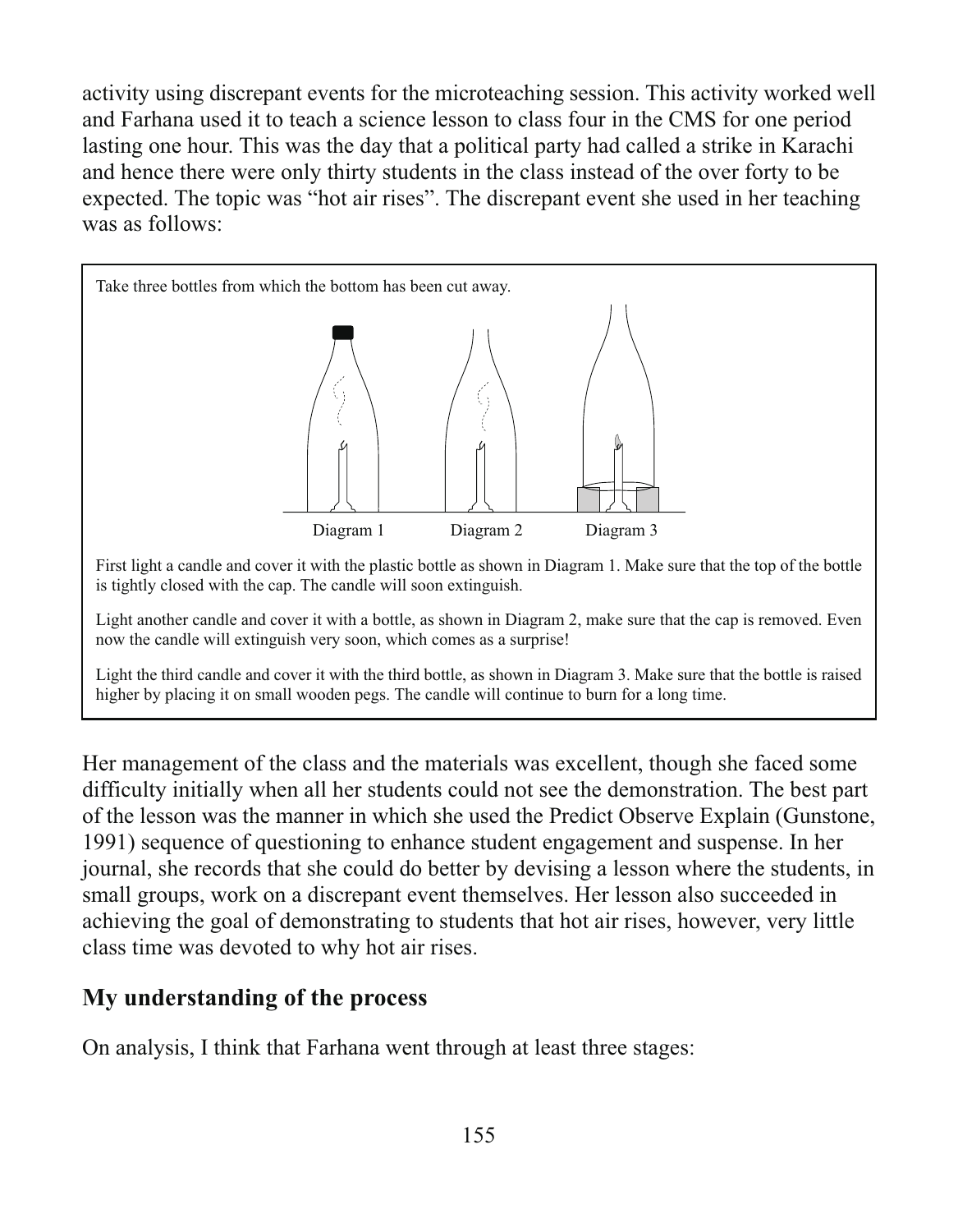activity using discrepant events for the microteaching session. This activity worked well and Farhana used it to teach a science lesson to class four in the CMS for one period lasting one hour. This was the day that a political party had called a strike in Karachi and hence there were only thirty students in the class instead of the over forty to be expected. The topic was "hot air rises". The discrepant event she used in her teaching was as follows:

> Take three bottles from which the bottom has been cut away.
>
> Diagram 1 Diagram 2 Diagram 3
>
> First light a candle and cover it with the plastic bottle as shown in Diagram 1. Make sure that the top of the bottle is tightly closed with the cap. The candle will soon extinguish.
>
> Light another candle and cover it with a bottle, as shown in Diagram 2, make sure that the cap is removed. Even now the candle will extinguish very soon, which comes as a surprise!
>
> Light the third candle and cover it with the third bottle, as shown in Diagram 3. Make sure that the bottle is raised higher by placing it on small wooden pegs. The candle will continue to burn for a long time.

Her management of the class and the materials was excellent, though she faced some difficulty initially when all her students could not see the demonstration. The best part of the lesson was the manner in which she used the Predict Observe Explain (Gunstone, 1991) sequence of questioning to enhance student engagement and suspense. In her journal, she records that she could do better by devising a lesson where the students, in small groups, work on a discrepant event themselves. Her lesson also succeeded in achieving the goal of demonstrating to students that hot air rises, however, very little class time was devoted to why hot air rises.

## My understanding of the process

On analysis, I think that Farhana went through at least three stages: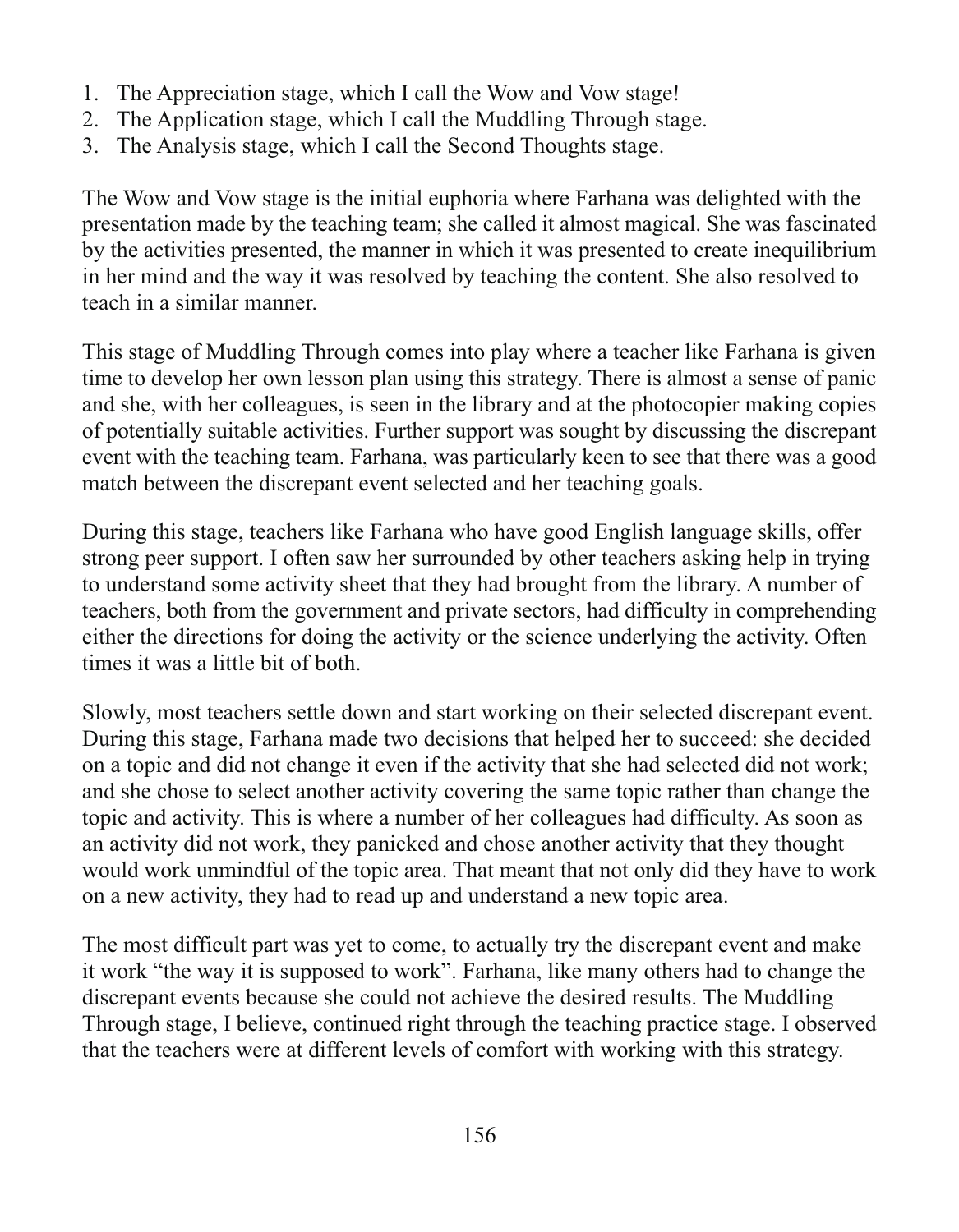1. The Appreciation stage, which I call the Wow and Vow stage!
2. The Application stage, which I call the Muddling Through stage.
3. The Analysis stage, which I call the Second Thoughts stage.

The Wow and Vow stage is the initial euphoria where Farhana was delighted with the presentation made by the teaching team; she called it almost magical. She was fascinated by the activities presented, the manner in which it was presented to create inequilibrium in her mind and the way it was resolved by teaching the content. She also resolved to teach in a similar manner.

This stage of Muddling Through comes into play where a teacher like Farhana is given time to develop her own lesson plan using this strategy. There is almost a sense of panic and she, with her colleagues, is seen in the library and at the photocopier making copies of potentially suitable activities. Further support was sought by discussing the discrepant event with the teaching team. Farhana, was particularly keen to see that there was a good match between the discrepant event selected and her teaching goals.

During this stage, teachers like Farhana who have good English language skills, offer strong peer support. I often saw her surrounded by other teachers asking help in trying to understand some activity sheet that they had brought from the library. A number of teachers, both from the government and private sectors, had difficulty in comprehending either the directions for doing the activity or the science underlying the activity. Often times it was a little bit of both.

Slowly, most teachers settle down and start working on their selected discrepant event. During this stage, Farhana made two decisions that helped her to succeed: she decided on a topic and did not change it even if the activity that she had selected did not work; and she chose to select another activity covering the same topic rather than change the topic and activity. This is where a number of her colleagues had difficulty. As soon as an activity did not work, they panicked and chose another activity that they thought would work unmindful of the topic area. That meant that not only did they have to work on a new activity, they had to read up and understand a new topic area.

The most difficult part was yet to come, to actually try the discrepant event and make it work "the way it is supposed to work". Farhana, like many others had to change the discrepant events because she could not achieve the desired results. The Muddling Through stage, I believe, continued right through the teaching practice stage. I observed that the teachers were at different levels of comfort with working with this strategy.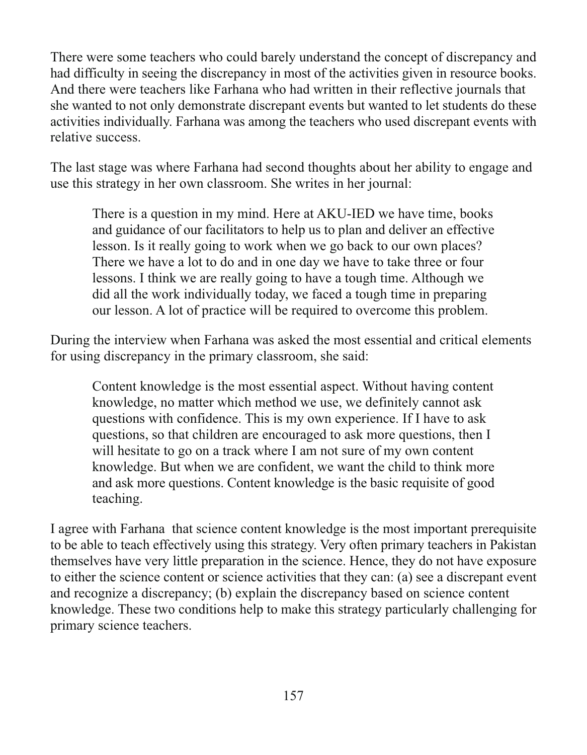There were some teachers who could barely understand the concept of discrepancy and had difficulty in seeing the discrepancy in most of the activities given in resource books. And there were teachers like Farhana who had written in their reflective journals that she wanted to not only demonstrate discrepant events but wanted to let students do these activities individually. Farhana was among the teachers who used discrepant events with relative success.

The last stage was where Farhana had second thoughts about her ability to engage and use this strategy in her own classroom. She writes in her journal:

> There is a question in my mind. Here at AKU-IED we have time, books and guidance of our facilitators to help us to plan and deliver an effective lesson. Is it really going to work when we go back to our own places? There we have a lot to do and in one day we have to take three or four lessons. I think we are really going to have a tough time. Although we did all the work individually today, we faced a tough time in preparing our lesson. A lot of practice will be required to overcome this problem.

During the interview when Farhana was asked the most essential and critical elements for using discrepancy in the primary classroom, she said:

> Content knowledge is the most essential aspect. Without having content knowledge, no matter which method we use, we definitely cannot ask questions with confidence. This is my own experience. If I have to ask questions, so that children are encouraged to ask more questions, then I will hesitate to go on a track where I am not sure of my own content knowledge. But when we are confident, we want the child to think more and ask more questions. Content knowledge is the basic requisite of good teaching.

I agree with Farhana that science content knowledge is the most important prerequisite to be able to teach effectively using this strategy. Very often primary teachers in Pakistan themselves have very little preparation in the science. Hence, they do not have exposure to either the science content or science activities that they can: (a) see a discrepant event and recognize a discrepancy; (b) explain the discrepancy based on science content knowledge. These two conditions help to make this strategy particularly challenging for primary science teachers.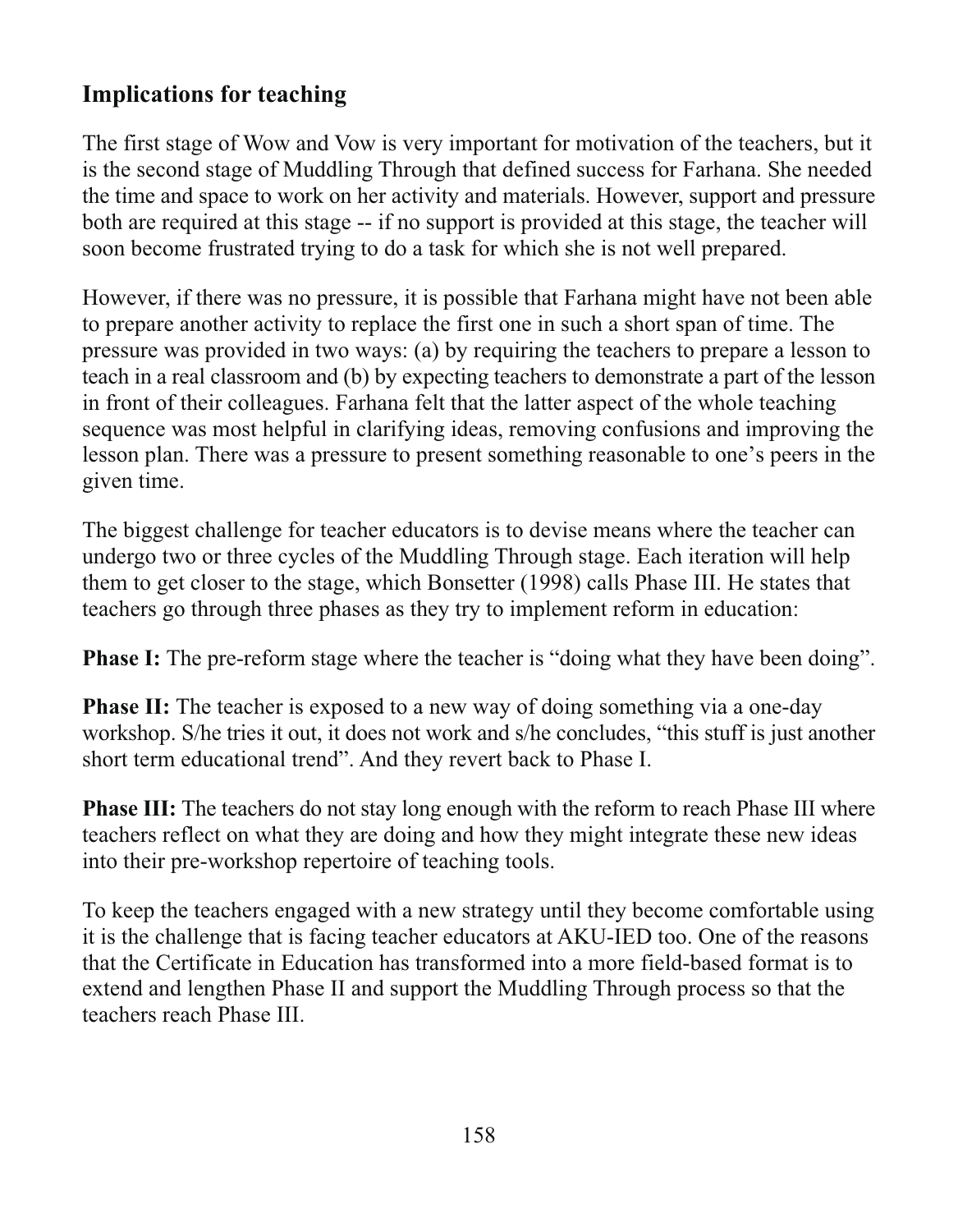## Implications for teaching

The first stage of Wow and Vow is very important for motivation of the teachers, but it is the second stage of Muddling Through that defined success for Farhana. She needed the time and space to work on her activity and materials. However, support and pressure both are required at this stage -- if no support is provided at this stage, the teacher will soon become frustrated trying to do a task for which she is not well prepared.

However, if there was no pressure, it is possible that Farhana might have not been able to prepare another activity to replace the first one in such a short span of time. The pressure was provided in two ways: (a) by requiring the teachers to prepare a lesson to teach in a real classroom and (b) by expecting teachers to demonstrate a part of the lesson in front of their colleagues. Farhana felt that the latter aspect of the whole teaching sequence was most helpful in clarifying ideas, removing confusions and improving the lesson plan. There was a pressure to present something reasonable to one's peers in the given time.

The biggest challenge for teacher educators is to devise means where the teacher can undergo two or three cycles of the Muddling Through stage. Each iteration will help them to get closer to the stage, which Bonsetter (1998) calls Phase III. He states that teachers go through three phases as they try to implement reform in education:

**Phase I:** The pre-reform stage where the teacher is "doing what they have been doing".

**Phase II:** The teacher is exposed to a new way of doing something via a one-day workshop. S/he tries it out, it does not work and s/he concludes, "this stuff is just another short term educational trend". And they revert back to Phase I.

**Phase III:** The teachers do not stay long enough with the reform to reach Phase III where teachers reflect on what they are doing and how they might integrate these new ideas into their pre-workshop repertoire of teaching tools.

To keep the teachers engaged with a new strategy until they become comfortable using it is the challenge that is facing teacher educators at AKU-IED too. One of the reasons that the Certificate in Education has transformed into a more field-based format is to extend and lengthen Phase II and support the Muddling Through process so that the teachers reach Phase III.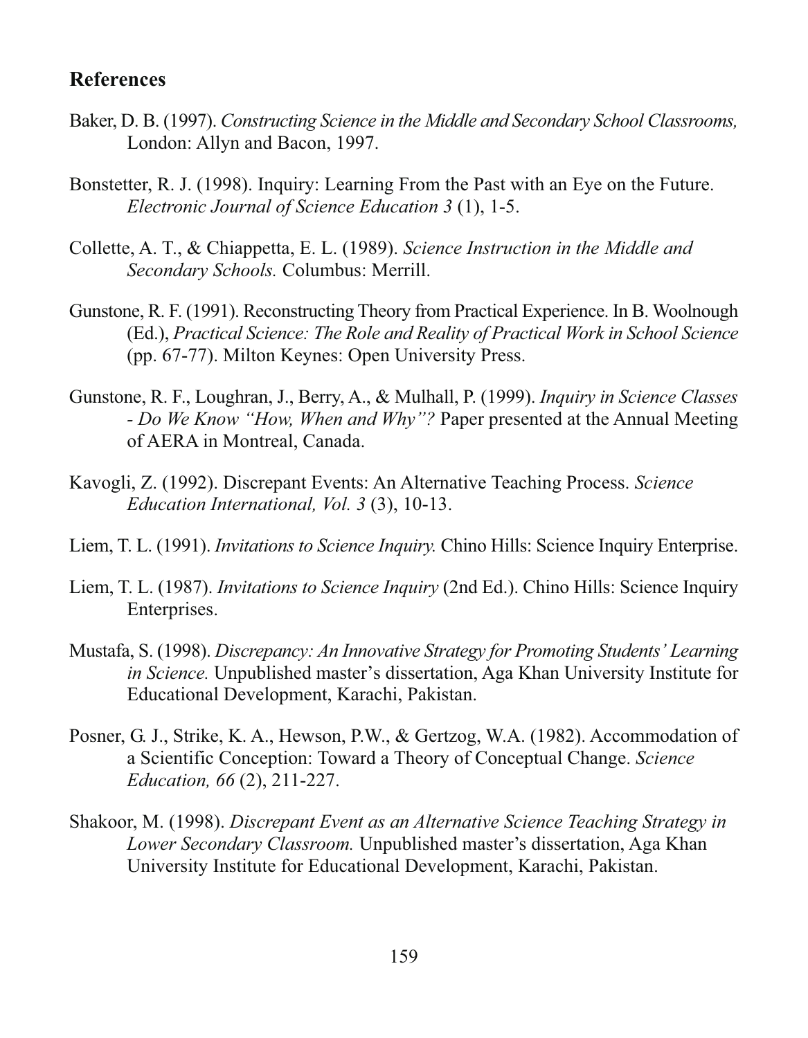## References

Baker, D. B. (1997). *Constructing Science in the Middle and Secondary School Classrooms,* London: Allyn and Bacon, 1997.

Bonstetter, R. J. (1998). Inquiry: Learning From the Past with an Eye on the Future. *Electronic Journal of Science Education 3* (1), 1-5.

Collette, A. T., & Chiappetta, E. L. (1989). *Science Instruction in the Middle and Secondary Schools.* Columbus: Merrill.

Gunstone, R. F. (1991). Reconstructing Theory from Practical Experience. In B. Woolnough (Ed.), *Practical Science: The Role and Reality of Practical Work in School Science* (pp. 67-77). Milton Keynes: Open University Press.

Gunstone, R. F., Loughran, J., Berry, A., & Mulhall, P. (1999). *Inquiry in Science Classes - Do We Know "How, When and Why"?* Paper presented at the Annual Meeting of AERA in Montreal, Canada.

Kavogli, Z. (1992). Discrepant Events: An Alternative Teaching Process. *Science Education International, Vol. 3* (3), 10-13.

Liem, T. L. (1991). *Invitations to Science Inquiry.* Chino Hills: Science Inquiry Enterprise.

Liem, T. L. (1987). *Invitations to Science Inquiry* (2nd Ed.). Chino Hills: Science Inquiry Enterprises.

Mustafa, S. (1998). *Discrepancy: An Innovative Strategy for Promoting Students' Learning in Science.* Unpublished master's dissertation, Aga Khan University Institute for Educational Development, Karachi, Pakistan.

Posner, G. J., Strike, K. A., Hewson, P.W., & Gertzog, W.A. (1982). Accommodation of a Scientific Conception: Toward a Theory of Conceptual Change. *Science Education, 66* (2), 211-227.

Shakoor, M. (1998). *Discrepant Event as an Alternative Science Teaching Strategy in Lower Secondary Classroom.* Unpublished master's dissertation, Aga Khan University Institute for Educational Development, Karachi, Pakistan.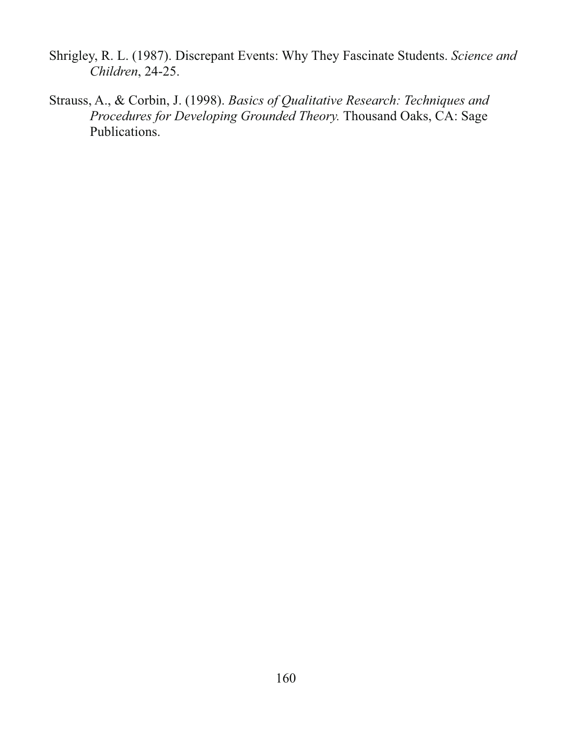Shrigley, R. L. (1987). Discrepant Events: Why They Fascinate Students. *Science and Children*, 24-25.

Strauss, A., & Corbin, J. (1998). *Basics of Qualitative Research: Techniques and Procedures for Developing Grounded Theory.* Thousand Oaks, CA: Sage Publications.